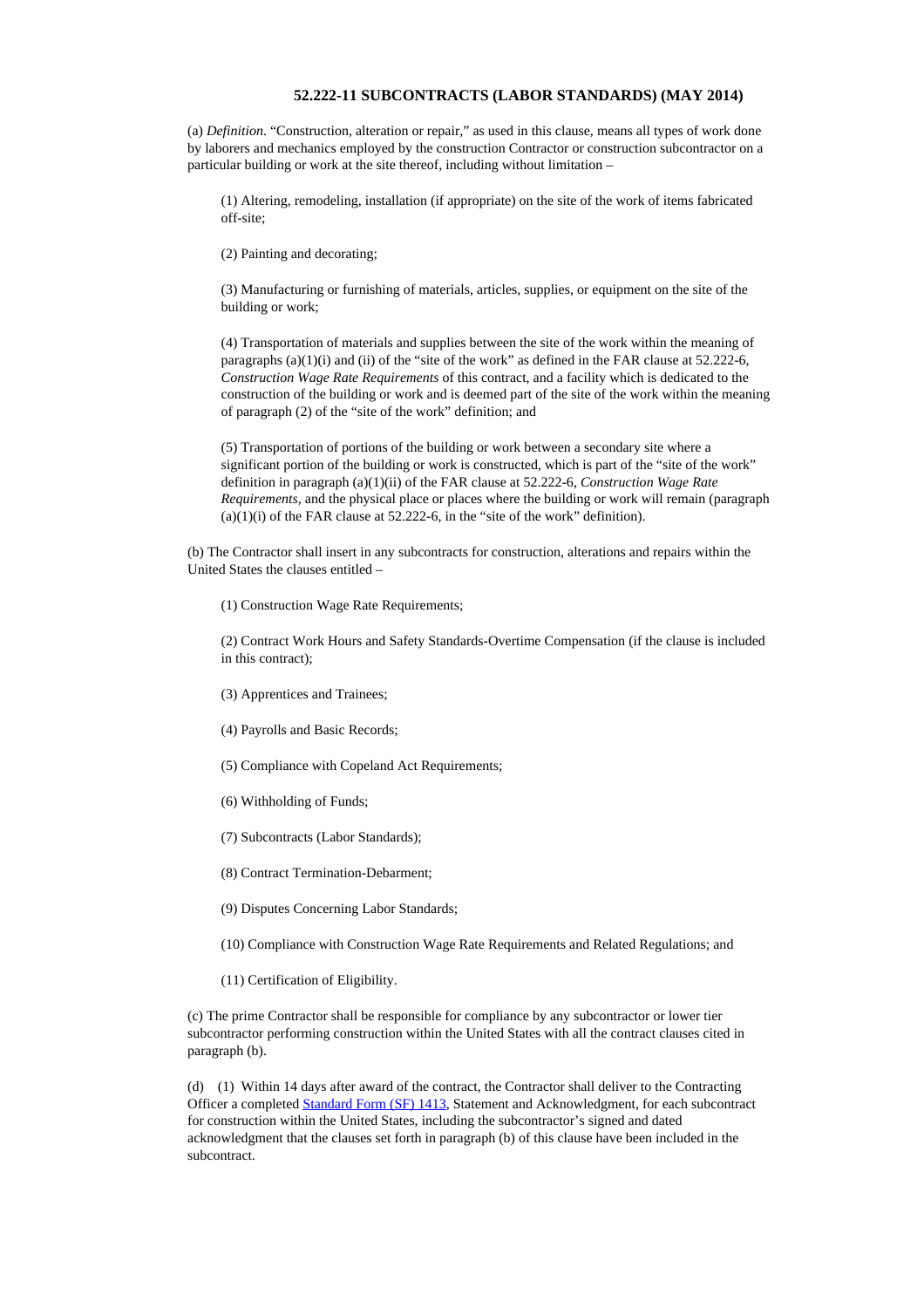## 52.222-11 SUBCONTRACTS (LABOR STANDARDS) (MAY 2014)

(a) *Definition*. "Construction, alteration or repair," as used in this clause, means all types of work done by laborers and mechanics employed by the construction Contractor or construction subcontractor on a particular building or work at the site thereof, including without limitation –

(1) Altering, remodeling, installation (if appropriate) on the site of the work of items fabricated off-site;

(2) Painting and decorating;

(3) Manufacturing or furnishing of materials, articles, supplies, or equipment on the site of the building or work;

(4) Transportation of materials and supplies between the site of the work within the meaning of paragraphs (a)(1)(i) and (ii) of the "site of the work" as defined in the FAR clause at 52.222-6, *Construction Wage Rate Requirements* of this contract, and a facility which is dedicated to the construction of the building or work and is deemed part of the site of the work within the meaning of paragraph (2) of the "site of the work" definition; and

(5) Transportation of portions of the building or work between a secondary site where a significant portion of the building or work is constructed, which is part of the "site of the work" definition in paragraph (a)(1)(ii) of the FAR clause at 52.222-6, *Construction Wage Rate Requirements*, and the physical place or places where the building or work will remain (paragraph (a)(1)(i) of the FAR clause at 52.222-6, in the "site of the work" definition).

(b) The Contractor shall insert in any subcontracts for construction, alterations and repairs within the United States the clauses entitled –

(1) Construction Wage Rate Requirements;

(2) Contract Work Hours and Safety Standards-Overtime Compensation (if the clause is included in this contract);

(3) Apprentices and Trainees;

(4) Payrolls and Basic Records;

(5) Compliance with Copeland Act Requirements;

(6) Withholding of Funds;

(7) Subcontracts (Labor Standards);

(8) Contract Termination-Debarment;

(9) Disputes Concerning Labor Standards;

(10) Compliance with Construction Wage Rate Requirements and Related Regulations; and

(11) Certification of Eligibility.

(c) The prime Contractor shall be responsible for compliance by any subcontractor or lower tier subcontractor performing construction within the United States with all the contract clauses cited in paragraph (b).

(d) (1) Within 14 days after award of the contract, the Contractor shall deliver to the Contracting Officer a completed Standard Form (SF) 1413, Statement and Acknowledgment, for each subcontract for construction within the United States, including the subcontractor's signed and dated acknowledgment that the clauses set forth in paragraph (b) of this clause have been included in the subcontract.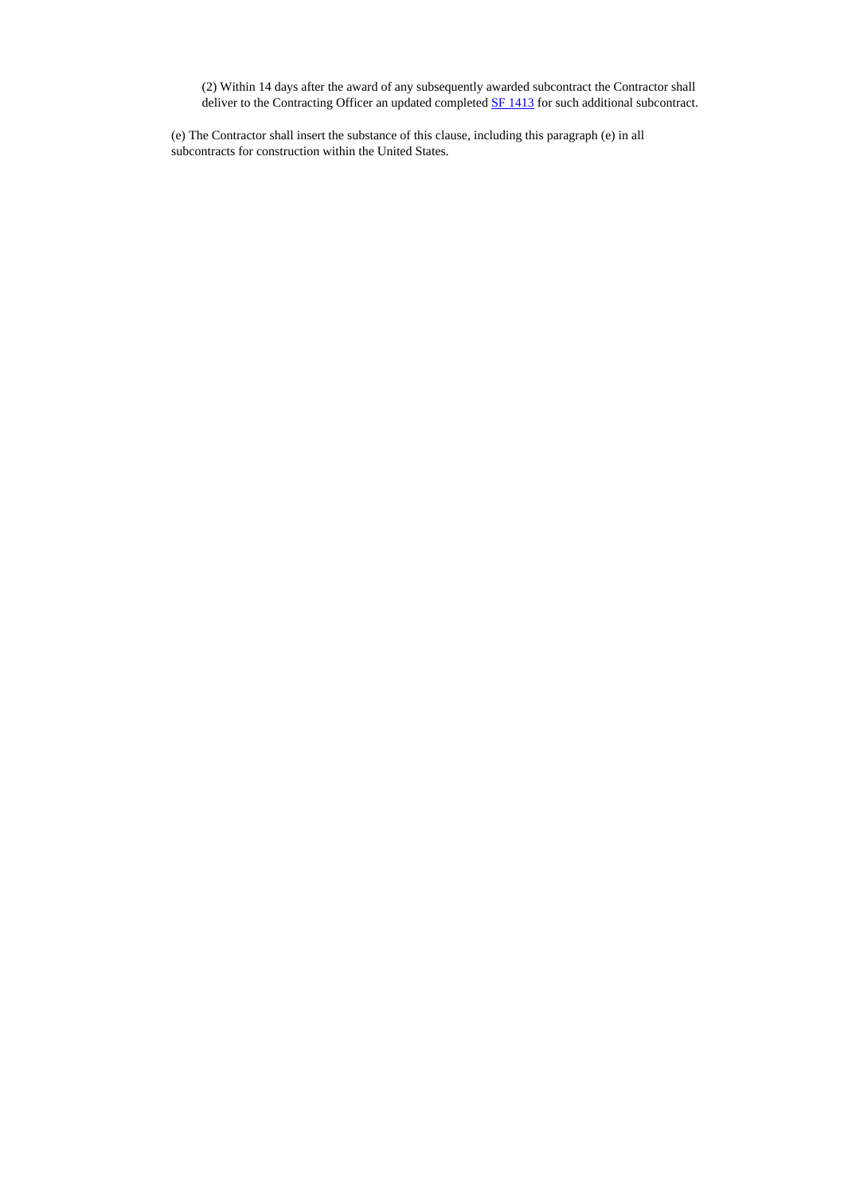(2) Within 14 days after the award of any subsequently awarded subcontract the Contractor shall deliver to the Contracting Officer an updated completed SF 1413 for such additional subcontract.

(e) The Contractor shall insert the substance of this clause, including this paragraph (e) in all subcontracts for construction within the United States.